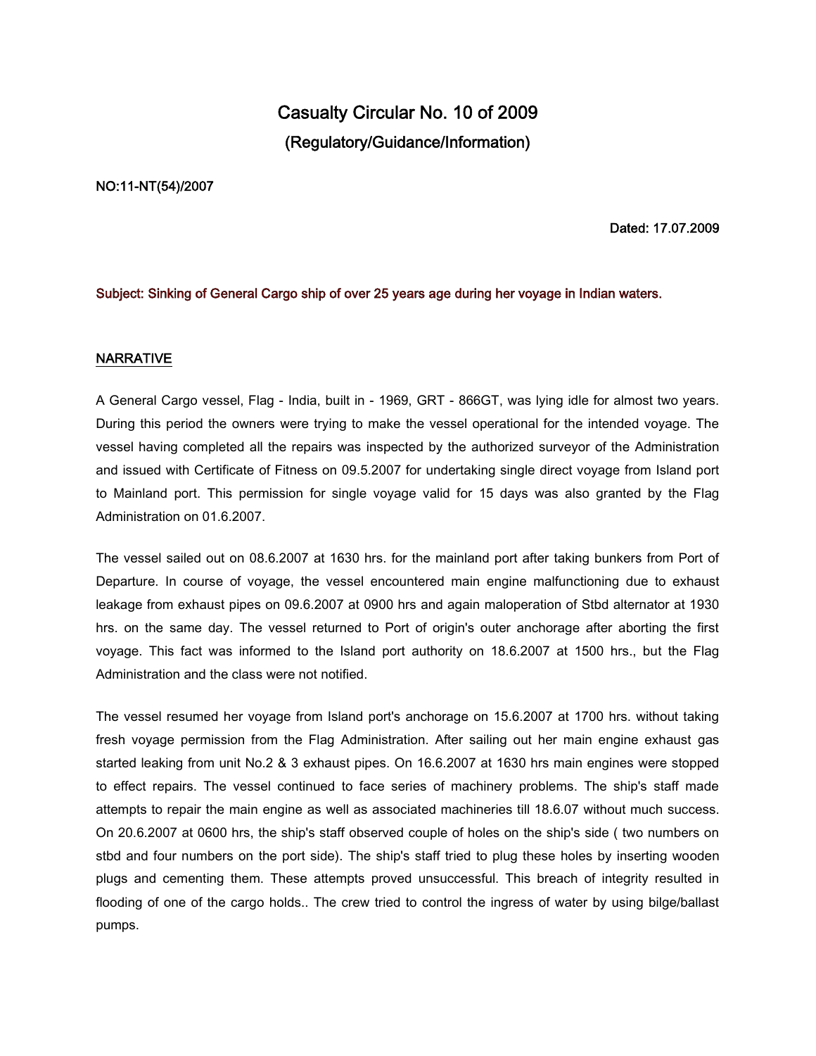# Casualty Circular No. 10 of 2009

## (Regulatory/Guidance/Information)

**NO:11-NT(54)/2007**

**Dated: 17.07.2009**

**Subject: Sinking of General Cargo ship of over 25 years age during her voyage in Indian waters.**

**NARRATIVE**

A General Cargo vessel, Flag - India, built in - 1969, GRT - 866GT, was lying idle for almost two years. During this period the owners were trying to make the vessel operational for the intended voyage. The vessel having completed all the repairs was inspected by the authorized surveyor of the Administration and issued with Certificate of Fitness on 09.5.2007 for undertaking single direct voyage from Island port to Mainland port. This permission for single voyage valid for 15 days was also granted by the Flag Administration on 01.6.2007.

The vessel sailed out on 08.6.2007 at 1630 hrs. for the mainland port after taking bunkers from Port of Departure. In course of voyage, the vessel encountered main engine malfunctioning due to exhaust leakage from exhaust pipes on 09.6.2007 at 0900 hrs and again maloperation of Stbd alternator at 1930 hrs. on the same day. The vessel returned to Port of origin's outer anchorage after aborting the first voyage. This fact was informed to the Island port authority on 18.6.2007 at 1500 hrs., but the Flag Administration and the class were not notified.

The vessel resumed her voyage from Island port's anchorage on 15.6.2007 at 1700 hrs. without taking fresh voyage permission from the Flag Administration. After sailing out her main engine exhaust gas started leaking from unit No.2 & 3 exhaust pipes. On 16.6.2007 at 1630 hrs main engines were stopped to effect repairs. The vessel continued to face series of machinery problems. The ship's staff made attempts to repair the main engine as well as associated machineries till 18.6.07 without much success. On 20.6.2007 at 0600 hrs, the ship's staff observed couple of holes on the ship's side ( two numbers on stbd and four numbers on the port side). The ship's staff tried to plug these holes by inserting wooden plugs and cementing them. These attempts proved unsuccessful. This breach of integrity resulted in flooding of one of the cargo holds.. The crew tried to control the ingress of water by using bilge/ballast pumps.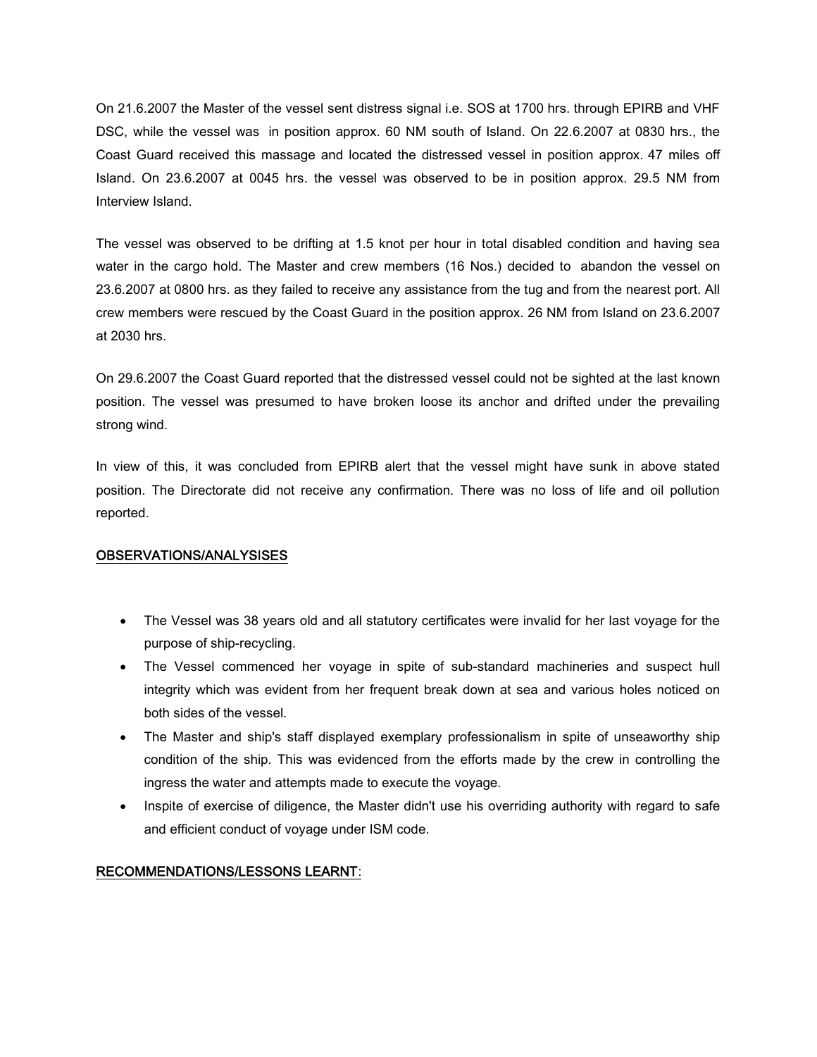On 21.6.2007 the Master of the vessel sent distress signal i.e. SOS at 1700 hrs. through EPIRB and VHF DSC, while the vessel was in position approx. 60 NM south of Island. On 22.6.2007 at 0830 hrs., the Coast Guard received this massage and located the distressed vessel in position approx. 47 miles off Island. On 23.6.2007 at 0045 hrs. the vessel was observed to be in position approx. 29.5 NM from Interview Island.

The vessel was observed to be drifting at 1.5 knot per hour in total disabled condition and having sea water in the cargo hold. The Master and crew members (16 Nos.) decided to abandon the vessel on 23.6.2007 at 0800 hrs. as they failed to receive any assistance from the tug and from the nearest port. All crew members were rescued by the Coast Guard in the position approx. 26 NM from Island on 23.6.2007 at 2030 hrs.

On 29.6.2007 the Coast Guard reported that the distressed vessel could not be sighted at the last known position. The vessel was presumed to have broken loose its anchor and drifted under the prevailing strong wind.

In view of this, it was concluded from EPIRB alert that the vessel might have sunk in above stated position. The Directorate did not receive any confirmation. There was no loss of life and oil pollution reported.

## OBSERVATIONS/ANALYSISES

- The Vessel was 38 years old and all statutory certificates were invalid for her last voyage for the purpose of ship-recycling.
- The Vessel commenced her voyage in spite of sub-standard machineries and suspect hull integrity which was evident from her frequent break down at sea and various holes noticed on both sides of the vessel.
- The Master and ship's staff displayed exemplary professionalism in spite of unseaworthy ship condition of the ship. This was evidenced from the efforts made by the crew in controlling the ingress the water and attempts made to execute the voyage.
- Inspite of exercise of diligence, the Master didn't use his overriding authority with regard to safe and efficient conduct of voyage under ISM code.

## RECOMMENDATIONS/LESSONS LEARNT: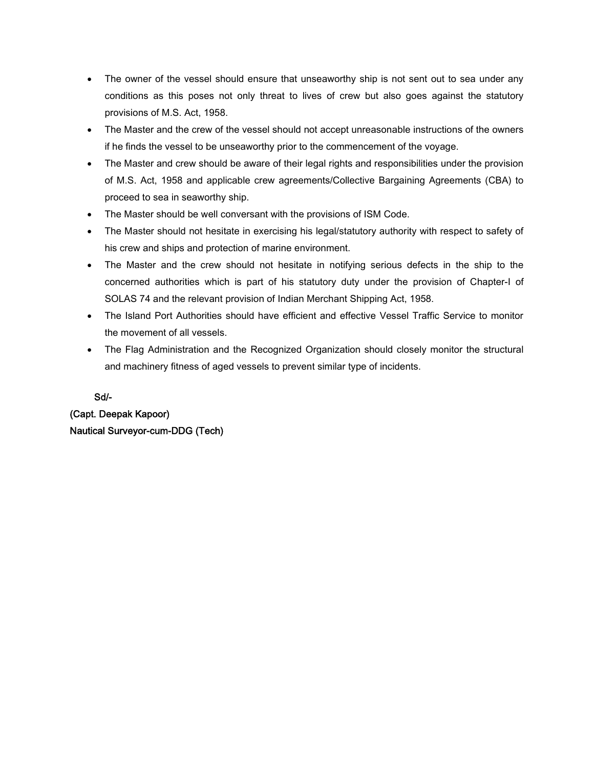- The owner of the vessel should ensure that unseaworthy ship is not sent out to sea under any conditions as this poses not only threat to lives of crew but also goes against the statutory provisions of M.S. Act, 1958.
- The Master and the crew of the vessel should not accept unreasonable instructions of the owners if he finds the vessel to be unseaworthy prior to the commencement of the voyage.
- The Master and crew should be aware of their legal rights and responsibilities under the provision of M.S. Act, 1958 and applicable crew agreements/Collective Bargaining Agreements (CBA) to proceed to sea in seaworthy ship.
- The Master should be well conversant with the provisions of ISM Code.
- The Master should not hesitate in exercising his legal/statutory authority with respect to safety of his crew and ships and protection of marine environment.
- The Master and the crew should not hesitate in notifying serious defects in the ship to the concerned authorities which is part of his statutory duty under the provision of Chapter-I of SOLAS 74 and the relevant provision of Indian Merchant Shipping Act, 1958.
- The Island Port Authorities should have efficient and effective Vessel Traffic Service to monitor the movement of all vessels.
- The Flag Administration and the Recognized Organization should closely monitor the structural and machinery fitness of aged vessels to prevent similar type of incidents.

Sd/-

(Capt. Deepak Kapoor)
Nautical Surveyor-cum-DDG (Tech)